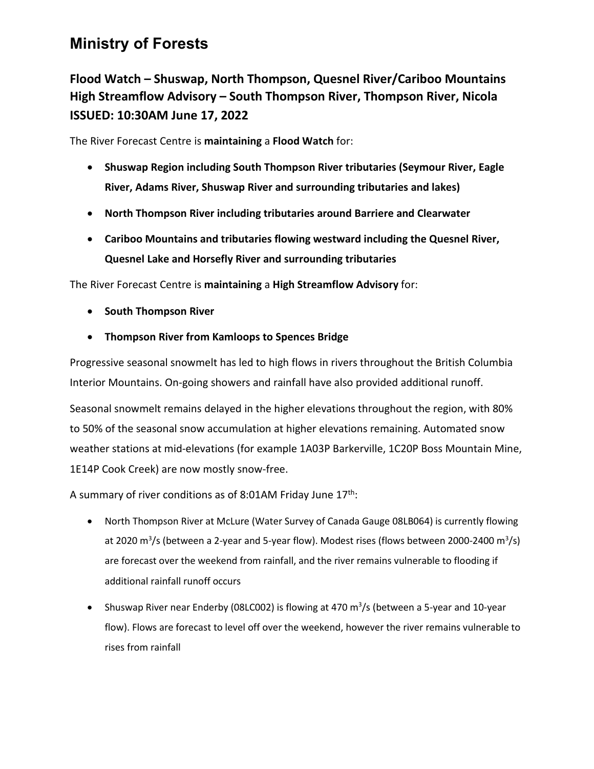# Ministry of Forests

## Flood Watch – Shuswap, North Thompson, Quesnel River/Cariboo Mountains High Streamflow Advisory – South Thompson River, Thompson River, Nicola ISSUED: 10:30AM June 17, 2022

The River Forecast Centre is **maintaining** a **Flood Watch** for:

- **Shuswap Region including South Thompson River tributaries (Seymour River, Eagle River, Adams River, Shuswap River and surrounding tributaries and lakes)**
- **North Thompson River including tributaries around Barriere and Clearwater**
- **Cariboo Mountains and tributaries flowing westward including the Quesnel River, Quesnel Lake and Horsefly River and surrounding tributaries**

The River Forecast Centre is **maintaining** a **High Streamflow Advisory** for:

- **South Thompson River**
- **Thompson River from Kamloops to Spences Bridge**

Progressive seasonal snowmelt has led to high flows in rivers throughout the British Columbia Interior Mountains. On-going showers and rainfall have also provided additional runoff.

Seasonal snowmelt remains delayed in the higher elevations throughout the region, with 80% to 50% of the seasonal snow accumulation at higher elevations remaining. Automated snow weather stations at mid-elevations (for example 1A03P Barkerville, 1C20P Boss Mountain Mine, 1E14P Cook Creek) are now mostly snow-free.

A summary of river conditions as of 8:01AM Friday June 17th:

- North Thompson River at McLure (Water Survey of Canada Gauge 08LB064) is currently flowing at 2020 $m^3/s$ (between a 2-year and 5-year flow). Modest rises (flows between 2000-2400 $m^3/s$) are forecast over the weekend from rainfall, and the river remains vulnerable to flooding if additional rainfall runoff occurs
- Shuswap River near Enderby (08LC002) is flowing at 470 $m^3/s$ (between a 5-year and 10-year flow). Flows are forecast to level off over the weekend, however the river remains vulnerable to rises from rainfall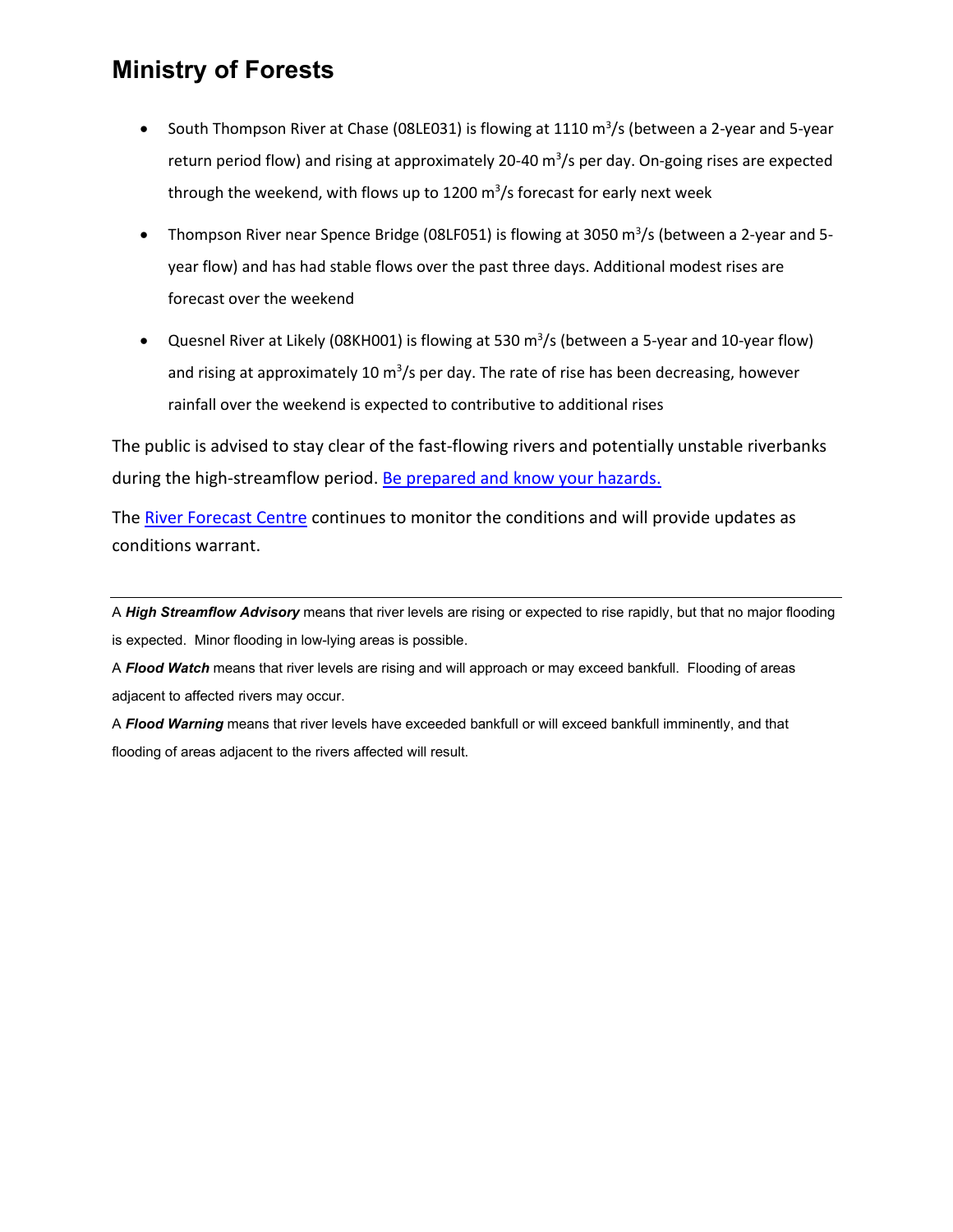# Ministry of Forests

- South Thompson River at Chase (08LE031) is flowing at 1110 $m^3/s$ (between a 2-year and 5-year return period flow) and rising at approximately 20-40 $m^3/s$ per day. On-going rises are expected through the weekend, with flows up to 1200 $m^3/s$ forecast for early next week
- Thompson River near Spence Bridge (08LF051) is flowing at 3050 $m^3/s$ (between a 2-year and 5-year flow) and has had stable flows over the past three days. Additional modest rises are forecast over the weekend
- Quesnel River at Likely (08KH001) is flowing at 530 $m^3/s$ (between a 5-year and 10-year flow) and rising at approximately 10 $m^3/s$ per day. The rate of rise has been decreasing, however rainfall over the weekend is expected to contributive to additional rises

The public is advised to stay clear of the fast-flowing rivers and potentially unstable riverbanks during the high-streamflow period. Be prepared and know your hazards.

The River Forecast Centre continues to monitor the conditions and will provide updates as conditions warrant.

---

A ***High Streamflow Advisory*** means that river levels are rising or expected to rise rapidly, but that no major flooding is expected. Minor flooding in low-lying areas is possible.

A ***Flood Watch*** means that river levels are rising and will approach or may exceed bankfull. Flooding of areas adjacent to affected rivers may occur.

A ***Flood Warning*** means that river levels have exceeded bankfull or will exceed bankfull imminently, and that flooding of areas adjacent to the rivers affected will result.